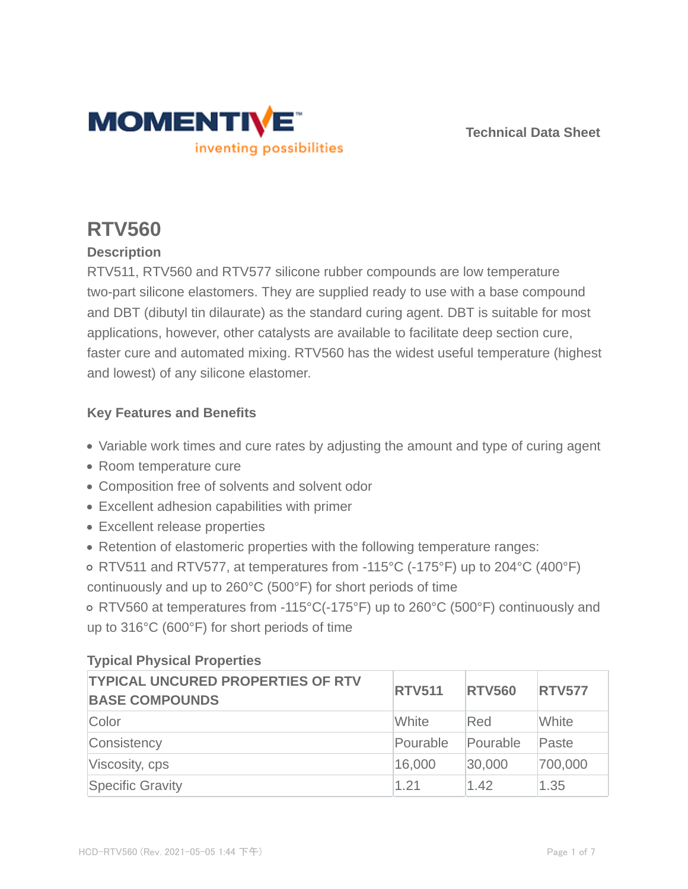Technical Data Sheet

# RTV560

## Description

RTV511, RTV560 and RTV577 silicone rubber compounds are low temperature two-part silicone elastomers. They are supplied ready to use with a base compound and DBT (dibutyl tin dilaurate) as the standard curing agent. DBT is suitable for most applications, however, other catalysts are available to facilitate deep section cure, faster cure and automated mixing. RTV560 has the widest useful temperature (highest and lowest) of any silicone elastomer.

## Key Features and Benefits

- Variable work times and cure rates by adjusting the amount and type of curing agent
- Room temperature cure
- Composition free of solvents and solvent odor
- Excellent adhesion capabilities with primer
- Excellent release properties
- Retention of elastomeric properties with the following temperature ranges:
  - RTV511 and RTV577, at temperatures from -115°C (-175°F) up to 204°C (400°F) continuously and up to 260°C (500°F) for short periods of time
  - RTV560 at temperatures from -115°C(-175°F) up to 260°C (500°F) continuously and up to 316°C (600°F) for short periods of time

## Typical Physical Properties

| TYPICAL UNCURED PROPERTIES OF RTV BASE COMPOUNDS | RTV511 | RTV560 | RTV577 |
|---|---|---|---|
| Color | White | Red | White |
| Consistency | Pourable | Pourable | Paste |
| Viscosity, cps | 16,000 | 30,000 | 700,000 |
| Specific Gravity | 1.21 | 1.42 | 1.35 |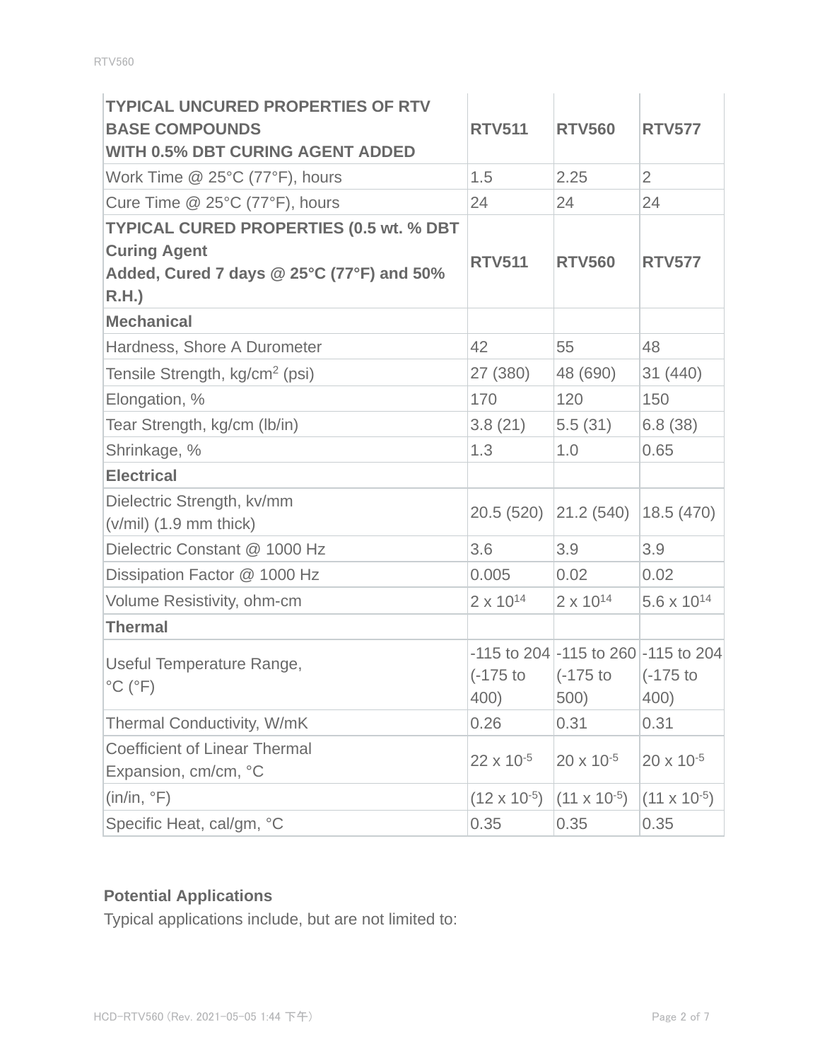| **TYPICAL UNCURED PROPERTIES OF RTV BASE COMPOUNDS WITH 0.5% DBT CURING AGENT ADDED** | **RTV511** | **RTV560** | **RTV577** |
| --- | --- | --- | --- |
| Work Time @ 25°C (77°F), hours | 1.5 | 2.25 | 2 |
| Cure Time @ 25°C (77°F), hours | 24 | 24 | 24 |
| **TYPICAL CURED PROPERTIES (0.5 wt. % DBT Curing Agent Added, Cured 7 days @ 25°C (77°F) and 50% R.H.)** | **RTV511** | **RTV560** | **RTV577** |
| **Mechanical** | | | |
| Hardness, Shore A Durometer | 42 | 55 | 48 |
| Tensile Strength, kg/cm$^2$ (psi) | 27 (380) | 48 (690) | 31 (440) |
| Elongation, % | 170 | 120 | 150 |
| Tear Strength, kg/cm (lb/in) | 3.8 (21) | 5.5 (31) | 6.8 (38) |
| Shrinkage, % | 1.3 | 1.0 | 0.65 |
| **Electrical** | | | |
| Dielectric Strength, kv/mm (v/mil) (1.9 mm thick) | 20.5 (520) | 21.2 (540) | 18.5 (470) |
| Dielectric Constant @ 1000 Hz | 3.6 | 3.9 | 3.9 |
| Dissipation Factor @ 1000 Hz | 0.005 | 0.02 | 0.02 |
| Volume Resistivity, ohm-cm | 2 x $10^{14}$ | 2 x $10^{14}$ | 5.6 x $10^{14}$ |
| **Thermal** | | | |
| Useful Temperature Range, °C (°F) | -115 to 204 (-175 to 400) | -115 to 260 (-175 to 500) | -115 to 204 (-175 to 400) |
| Thermal Conductivity, W/mK | 0.26 | 0.31 | 0.31 |
| Coefficient of Linear Thermal Expansion, cm/cm, °C | 22 x $10^{-5}$ | 20 x $10^{-5}$ | 20 x $10^{-5}$ |
| (in/in, °F) | (12 x $10^{-5}$) | (11 x $10^{-5}$) | (11 x $10^{-5}$) |
| Specific Heat, cal/gm, °C | 0.35 | 0.35 | 0.35 |

**Potential Applications**

Typical applications include, but are not limited to: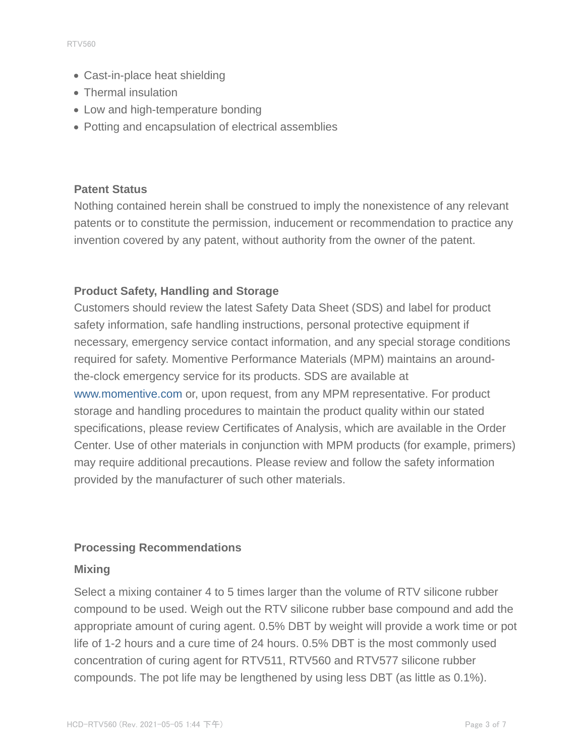- Cast-in-place heat shielding
- Thermal insulation
- Low and high-temperature bonding
- Potting and encapsulation of electrical assemblies

**Patent Status**

Nothing contained herein shall be construed to imply the nonexistence of any relevant patents or to constitute the permission, inducement or recommendation to practice any invention covered by any patent, without authority from the owner of the patent.

**Product Safety, Handling and Storage**

Customers should review the latest Safety Data Sheet (SDS) and label for product safety information, safe handling instructions, personal protective equipment if necessary, emergency service contact information, and any special storage conditions required for safety. Momentive Performance Materials (MPM) maintains an around-the-clock emergency service for its products. SDS are available at www.momentive.com or, upon request, from any MPM representative. For product storage and handling procedures to maintain the product quality within our stated specifications, please review Certificates of Analysis, which are available in the Order Center. Use of other materials in conjunction with MPM products (for example, primers) may require additional precautions. Please review and follow the safety information provided by the manufacturer of such other materials.

**Processing Recommendations**

**Mixing**

Select a mixing container 4 to 5 times larger than the volume of RTV silicone rubber compound to be used. Weigh out the RTV silicone rubber base compound and add the appropriate amount of curing agent. 0.5% DBT by weight will provide a work time or pot life of 1-2 hours and a cure time of 24 hours. 0.5% DBT is the most commonly used concentration of curing agent for RTV511, RTV560 and RTV577 silicone rubber compounds. The pot life may be lengthened by using less DBT (as little as 0.1%).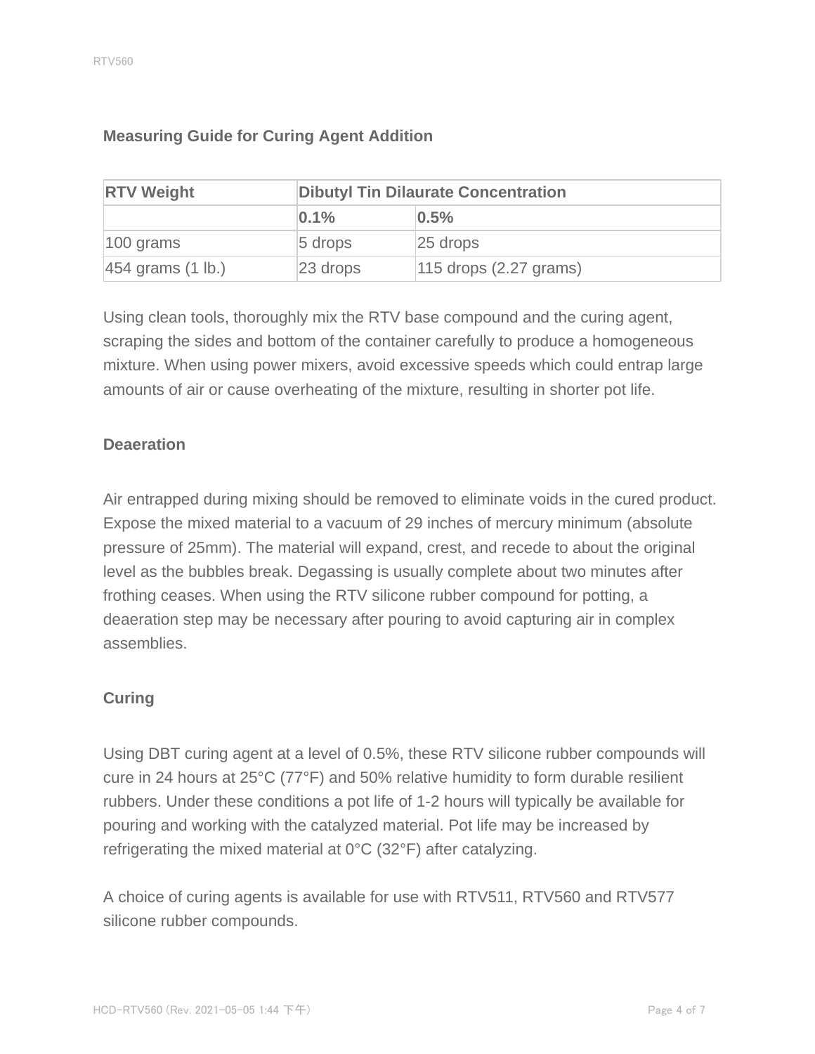### Measuring Guide for Curing Agent Addition

| RTV Weight | Dibutyl Tin Dilaurate Concentration | |
|---|---|---|
| | **0.1%** | **0.5%** |
| 100 grams | 5 drops | 25 drops |
| 454 grams (1 lb.) | 23 drops | 115 drops (2.27 grams) |

Using clean tools, thoroughly mix the RTV base compound and the curing agent, scraping the sides and bottom of the container carefully to produce a homogeneous mixture. When using power mixers, avoid excessive speeds which could entrap large amounts of air or cause overheating of the mixture, resulting in shorter pot life.

### Deaeration

Air entrapped during mixing should be removed to eliminate voids in the cured product. Expose the mixed material to a vacuum of 29 inches of mercury minimum (absolute pressure of 25mm). The material will expand, crest, and recede to about the original level as the bubbles break. Degassing is usually complete about two minutes after frothing ceases. When using the RTV silicone rubber compound for potting, a deaeration step may be necessary after pouring to avoid capturing air in complex assemblies.

### Curing

Using DBT curing agent at a level of 0.5%, these RTV silicone rubber compounds will cure in 24 hours at 25°C (77°F) and 50% relative humidity to form durable resilient rubbers. Under these conditions a pot life of 1-2 hours will typically be available for pouring and working with the catalyzed material. Pot life may be increased by refrigerating the mixed material at 0°C (32°F) after catalyzing.

A choice of curing agents is available for use with RTV511, RTV560 and RTV577 silicone rubber compounds.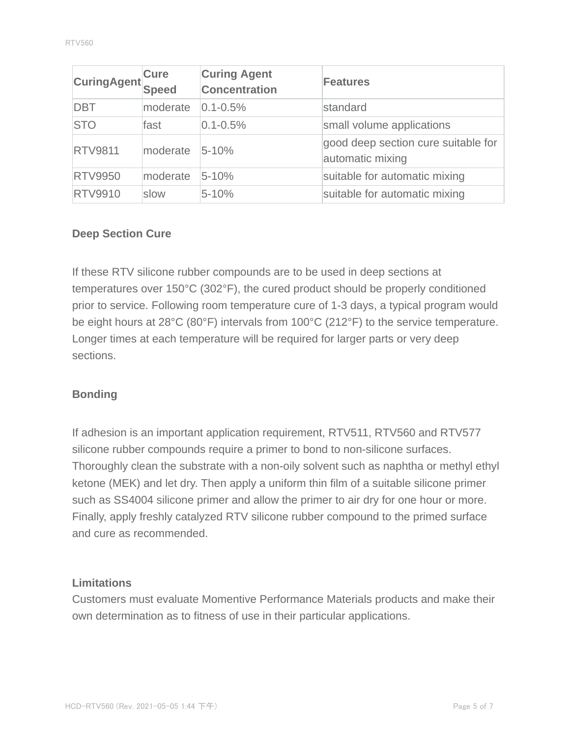| CuringAgent | Cure Speed | Curing Agent Concentration | Features |
|---|---|---|---|
| DBT | moderate | 0.1-0.5% | standard |
| STO | fast | 0.1-0.5% | small volume applications |
| RTV9811 | moderate | 5-10% | good deep section cure suitable for automatic mixing |
| RTV9950 | moderate | 5-10% | suitable for automatic mixing |
| RTV9910 | slow | 5-10% | suitable for automatic mixing |

### Deep Section Cure

If these RTV silicone rubber compounds are to be used in deep sections at temperatures over 150°C (302°F), the cured product should be properly conditioned prior to service. Following room temperature cure of 1-3 days, a typical program would be eight hours at 28°C (80°F) intervals from 100°C (212°F) to the service temperature. Longer times at each temperature will be required for larger parts or very deep sections.

### Bonding

If adhesion is an important application requirement, RTV511, RTV560 and RTV577 silicone rubber compounds require a primer to bond to non-silicone surfaces. Thoroughly clean the substrate with a non-oily solvent such as naphtha or methyl ethyl ketone (MEK) and let dry. Then apply a uniform thin film of a suitable silicone primer such as SS4004 silicone primer and allow the primer to air dry for one hour or more. Finally, apply freshly catalyzed RTV silicone rubber compound to the primed surface and cure as recommended.

### Limitations

Customers must evaluate Momentive Performance Materials products and make their own determination as to fitness of use in their particular applications.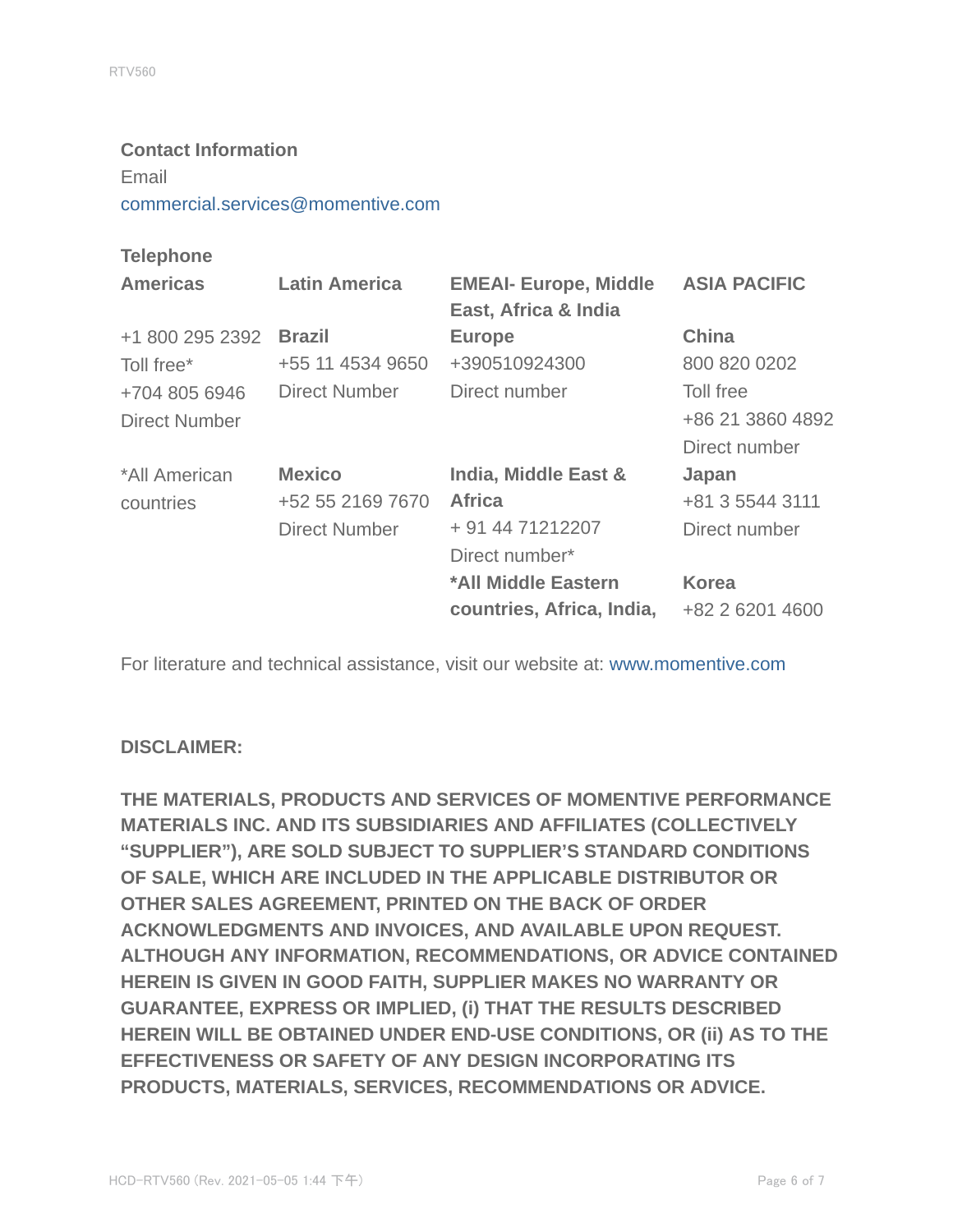**Contact Information**

Email

commercial.services@momentive.com

**Telephone**

| **Americas** | **Latin America** | **EMEAI- Europe, Middle East, Africa & India** | **ASIA PACIFIC** |
|---|---|---|---|
| +1 800 295 2392<br>Toll free*<br>+704 805 6946<br>Direct Number | **Brazil**<br>+55 11 4534 9650<br>Direct Number | **Europe**<br>+390510924300<br>Direct number | **China**<br>800 820 0202<br>Toll free<br>+86 21 3860 4892<br>Direct number |
| *All American countries | **Mexico**<br>+52 55 2169 7670<br>Direct Number | **India, Middle East & Africa**<br>+ 91 44 71212207<br>Direct number* | **Japan**<br>+81 3 5544 3111<br>Direct number |
| | | ***All Middle Eastern countries, Africa, India,** | **Korea**<br>+82 2 6201 4600 |

For literature and technical assistance, visit our website at: www.momentive.com

**DISCLAIMER:**

**THE MATERIALS, PRODUCTS AND SERVICES OF MOMENTIVE PERFORMANCE MATERIALS INC. AND ITS SUBSIDIARIES AND AFFILIATES (COLLECTIVELY "SUPPLIER"), ARE SOLD SUBJECT TO SUPPLIER'S STANDARD CONDITIONS OF SALE, WHICH ARE INCLUDED IN THE APPLICABLE DISTRIBUTOR OR OTHER SALES AGREEMENT, PRINTED ON THE BACK OF ORDER ACKNOWLEDGMENTS AND INVOICES, AND AVAILABLE UPON REQUEST. ALTHOUGH ANY INFORMATION, RECOMMENDATIONS, OR ADVICE CONTAINED HEREIN IS GIVEN IN GOOD FAITH, SUPPLIER MAKES NO WARRANTY OR GUARANTEE, EXPRESS OR IMPLIED, (i) THAT THE RESULTS DESCRIBED HEREIN WILL BE OBTAINED UNDER END-USE CONDITIONS, OR (ii) AS TO THE EFFECTIVENESS OR SAFETY OF ANY DESIGN INCORPORATING ITS PRODUCTS, MATERIALS, SERVICES, RECOMMENDATIONS OR ADVICE.**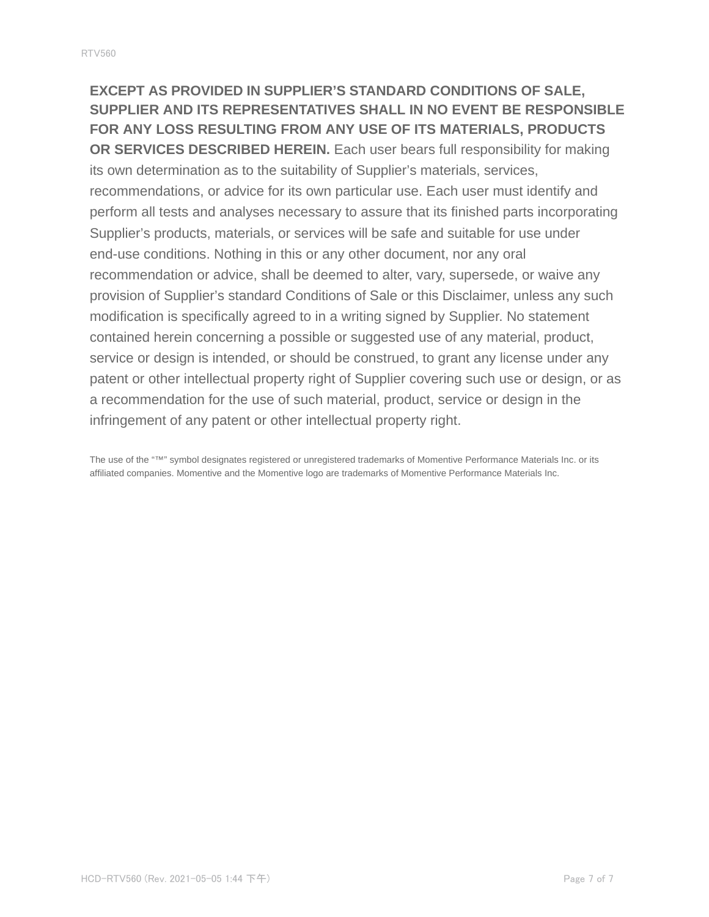**EXCEPT AS PROVIDED IN SUPPLIER'S STANDARD CONDITIONS OF SALE, SUPPLIER AND ITS REPRESENTATIVES SHALL IN NO EVENT BE RESPONSIBLE FOR ANY LOSS RESULTING FROM ANY USE OF ITS MATERIALS, PRODUCTS OR SERVICES DESCRIBED HEREIN.** Each user bears full responsibility for making its own determination as to the suitability of Supplier's materials, services, recommendations, or advice for its own particular use. Each user must identify and perform all tests and analyses necessary to assure that its finished parts incorporating Supplier's products, materials, or services will be safe and suitable for use under end-use conditions. Nothing in this or any other document, nor any oral recommendation or advice, shall be deemed to alter, vary, supersede, or waive any provision of Supplier's standard Conditions of Sale or this Disclaimer, unless any such modification is specifically agreed to in a writing signed by Supplier. No statement contained herein concerning a possible or suggested use of any material, product, service or design is intended, or should be construed, to grant any license under any patent or other intellectual property right of Supplier covering such use or design, or as a recommendation for the use of such material, product, service or design in the infringement of any patent or other intellectual property right.

The use of the "™" symbol designates registered or unregistered trademarks of Momentive Performance Materials Inc. or its affiliated companies. Momentive and the Momentive logo are trademarks of Momentive Performance Materials Inc.